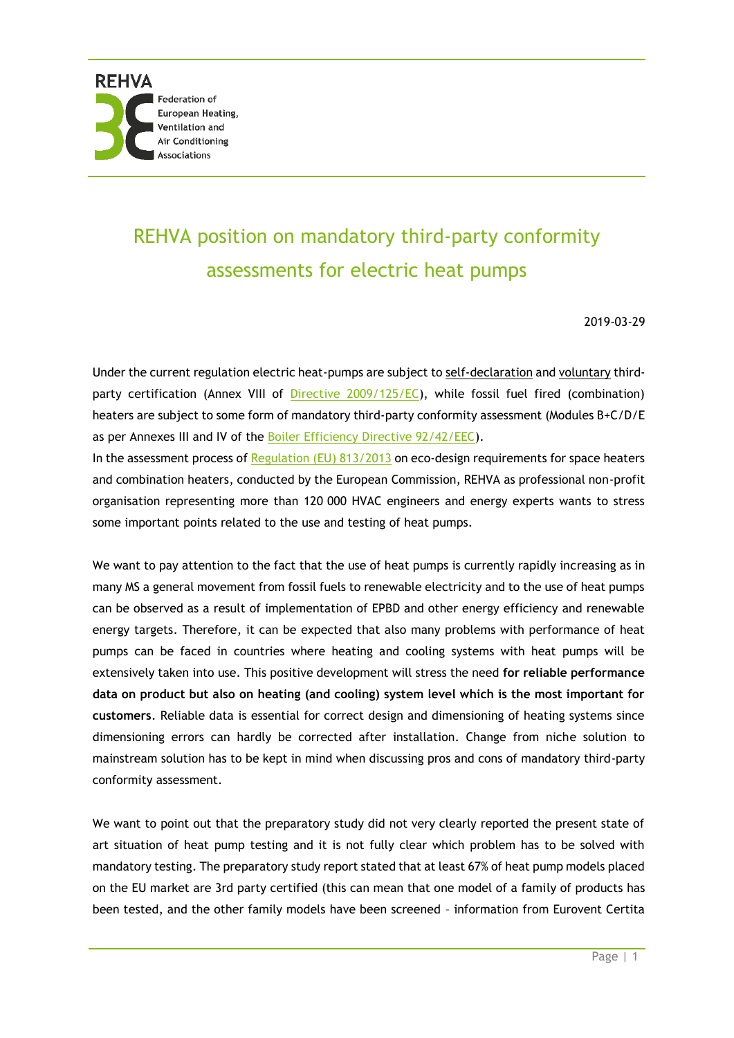REHVA

Federation of European Heating, Ventilation and Air Conditioning Associations

# REHVA position on mandatory third-party conformity assessments for electric heat pumps

2019-03-29

Under the current regulation electric heat-pumps are subject to self-declaration and voluntary third-party certification (Annex VIII of [Directive 2009/125/EC](Directive 2009/125/EC)), while fossil fuel fired (combination) heaters are subject to some form of mandatory third-party conformity assessment (Modules B+C/D/E as per Annexes III and IV of the [Boiler Efficiency Directive 92/42/EEC](Boiler Efficiency Directive 92/42/EEC)).

In the assessment process of [Regulation (EU) 813/2013](Regulation (EU) 813/2013) on eco-design requirements for space heaters and combination heaters, conducted by the European Commission, REHVA as professional non-profit organisation representing more than 120 000 HVAC engineers and energy experts wants to stress some important points related to the use and testing of heat pumps.

We want to pay attention to the fact that the use of heat pumps is currently rapidly increasing as in many MS a general movement from fossil fuels to renewable electricity and to the use of heat pumps can be observed as a result of implementation of EPBD and other energy efficiency and renewable energy targets. Therefore, it can be expected that also many problems with performance of heat pumps can be faced in countries where heating and cooling systems with heat pumps will be extensively taken into use. This positive development will stress the need **for reliable performance data on product but also on heating (and cooling) system level which is the most important for customers**. Reliable data is essential for correct design and dimensioning of heating systems since dimensioning errors can hardly be corrected after installation. Change from niche solution to mainstream solution has to be kept in mind when discussing pros and cons of mandatory third-party conformity assessment.

We want to point out that the preparatory study did not very clearly reported the present state of art situation of heat pump testing and it is not fully clear which problem has to be solved with mandatory testing. The preparatory study report stated that at least 67% of heat pump models placed on the EU market are 3rd party certified (this can mean that one model of a family of products has been tested, and the other family models have been screened – information from Eurovent Certita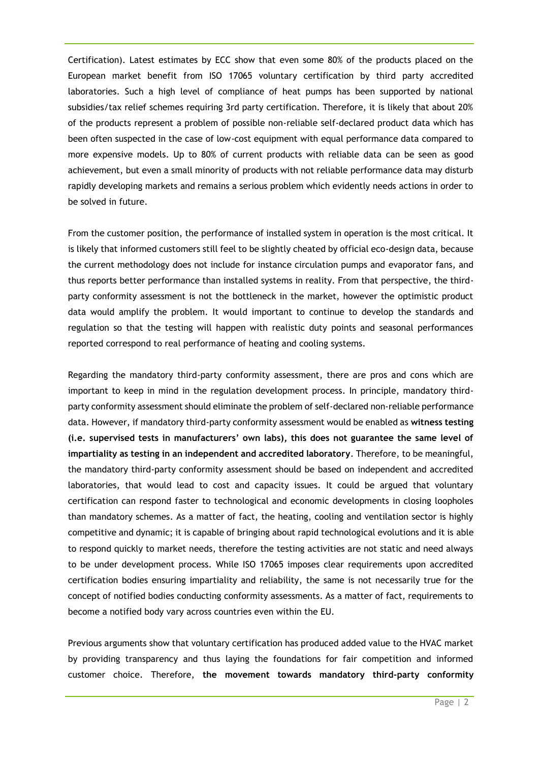Certification). Latest estimates by ECC show that even some 80% of the products placed on the European market benefit from ISO 17065 voluntary certification by third party accredited laboratories. Such a high level of compliance of heat pumps has been supported by national subsidies/tax relief schemes requiring 3rd party certification. Therefore, it is likely that about 20% of the products represent a problem of possible non-reliable self-declared product data which has been often suspected in the case of low-cost equipment with equal performance data compared to more expensive models. Up to 80% of current products with reliable data can be seen as good achievement, but even a small minority of products with not reliable performance data may disturb rapidly developing markets and remains a serious problem which evidently needs actions in order to be solved in future.

From the customer position, the performance of installed system in operation is the most critical. It is likely that informed customers still feel to be slightly cheated by official eco-design data, because the current methodology does not include for instance circulation pumps and evaporator fans, and thus reports better performance than installed systems in reality. From that perspective, the third-party conformity assessment is not the bottleneck in the market, however the optimistic product data would amplify the problem. It would important to continue to develop the standards and regulation so that the testing will happen with realistic duty points and seasonal performances reported correspond to real performance of heating and cooling systems.

Regarding the mandatory third-party conformity assessment, there are pros and cons which are important to keep in mind in the regulation development process. In principle, mandatory third-party conformity assessment should eliminate the problem of self-declared non-reliable performance data. However, if mandatory third-party conformity assessment would be enabled as **witness testing (i.e. supervised tests in manufacturers' own labs), this does not guarantee the same level of impartiality as testing in an independent and accredited laboratory**. Therefore, to be meaningful, the mandatory third-party conformity assessment should be based on independent and accredited laboratories, that would lead to cost and capacity issues. It could be argued that voluntary certification can respond faster to technological and economic developments in closing loopholes than mandatory schemes. As a matter of fact, the heating, cooling and ventilation sector is highly competitive and dynamic; it is capable of bringing about rapid technological evolutions and it is able to respond quickly to market needs, therefore the testing activities are not static and need always to be under development process. While ISO 17065 imposes clear requirements upon accredited certification bodies ensuring impartiality and reliability, the same is not necessarily true for the concept of notified bodies conducting conformity assessments. As a matter of fact, requirements to become a notified body vary across countries even within the EU.

Previous arguments show that voluntary certification has produced added value to the HVAC market by providing transparency and thus laying the foundations for fair competition and informed customer choice. Therefore, **the movement towards mandatory third-party conformity**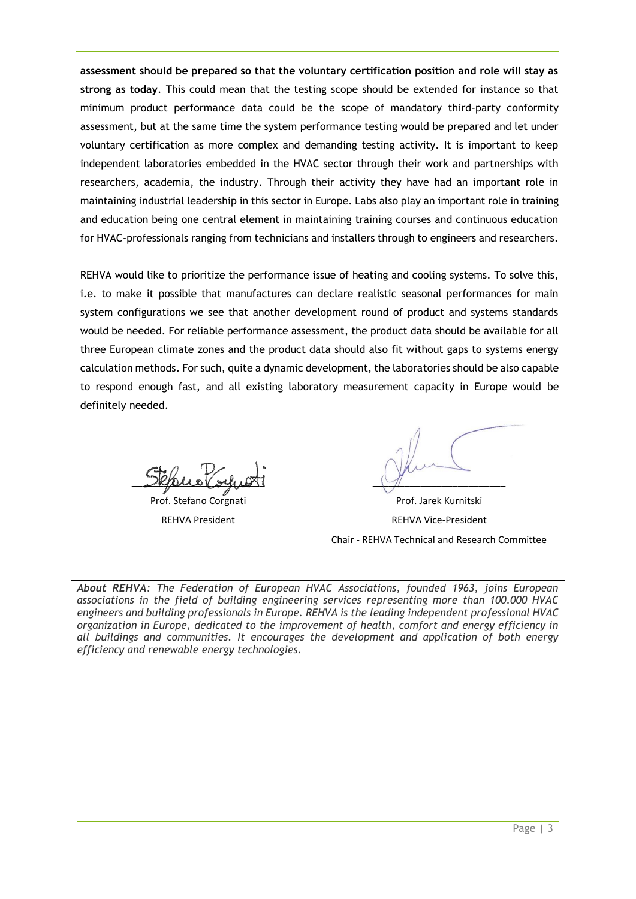**assessment should be prepared so that the voluntary certification position and role will stay as strong as today**. This could mean that the testing scope should be extended for instance so that minimum product performance data could be the scope of mandatory third-party conformity assessment, but at the same time the system performance testing would be prepared and let under voluntary certification as more complex and demanding testing activity. It is important to keep independent laboratories embedded in the HVAC sector through their work and partnerships with researchers, academia, the industry. Through their activity they have had an important role in maintaining industrial leadership in this sector in Europe. Labs also play an important role in training and education being one central element in maintaining training courses and continuous education for HVAC-professionals ranging from technicians and installers through to engineers and researchers.

REHVA would like to prioritize the performance issue of heating and cooling systems. To solve this, i.e. to make it possible that manufactures can declare realistic seasonal performances for main system configurations we see that another development round of product and systems standards would be needed. For reliable performance assessment, the product data should be available for all three European climate zones and the product data should also fit without gaps to systems energy calculation methods. For such, quite a dynamic development, the laboratories should be also capable to respond enough fast, and all existing laboratory measurement capacity in Europe would be definitely needed.

Prof. Stefano Corgnati
REHVA President

Prof. Jarek Kurnitski
REHVA Vice-President
Chair - REHVA Technical and Research Committee

***About REHVA**: The Federation of European HVAC Associations, founded 1963, joins European associations in the field of building engineering services representing more than 100.000 HVAC engineers and building professionals in Europe. REHVA is the leading independent professional HVAC organization in Europe, dedicated to the improvement of health, comfort and energy efficiency in all buildings and communities. It encourages the development and application of both energy efficiency and renewable energy technologies.*